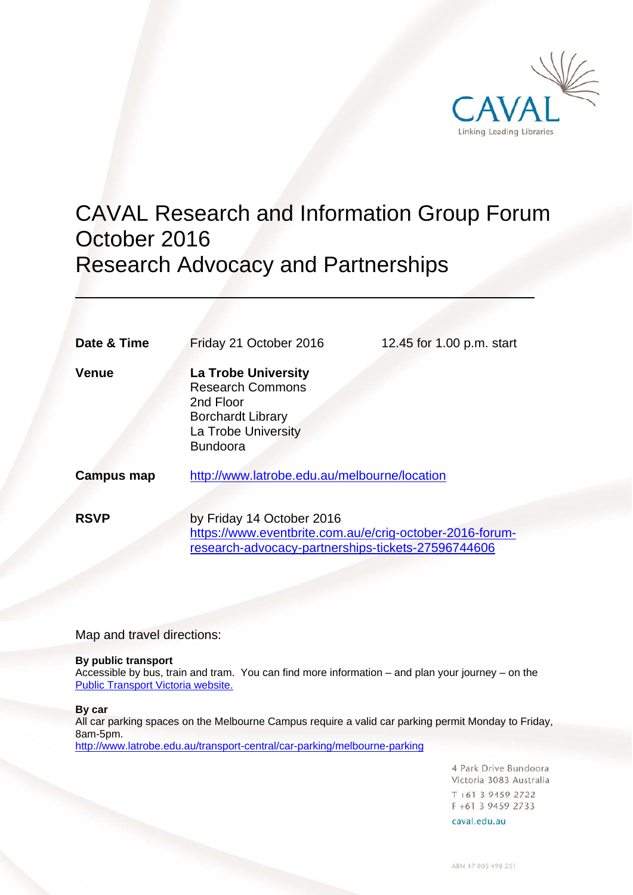CAVAL

Linking Leading Libraries

# CAVAL Research and Information Group Forum October 2016
# Research Advocacy and Partnerships

---

| | | |
|---|---|---|
| **Date & Time** | Friday 21 October 2016 | 12.45 for 1.00 p.m. start |
| **Venue** | **La Trobe University**<br>Research Commons<br>2nd Floor<br>Borchardt Library<br>La Trobe University<br>Bundoora | |
| **Campus map** | http://www.latrobe.edu.au/melbourne/location | |
| **RSVP** | by Friday 14 October 2016<br>https://www.eventbrite.com.au/e/crig-october-2016-forum-research-advocacy-partnerships-tickets-27596744606 | |

Map and travel directions:

**By public transport**
Accessible by bus, train and tram. You can find more information – and plan your journey – on the Public Transport Victoria website.

**By car**
All car parking spaces on the Melbourne Campus require a valid car parking permit Monday to Friday, 8am-5pm.
http://www.latrobe.edu.au/transport-central/car-parking/melbourne-parking

4 Park Drive Bundoora
Victoria 3083 Australia
T +61 3 9459 2722
F +61 3 9459 2733
caval.edu.au

ABN 47 005 498 251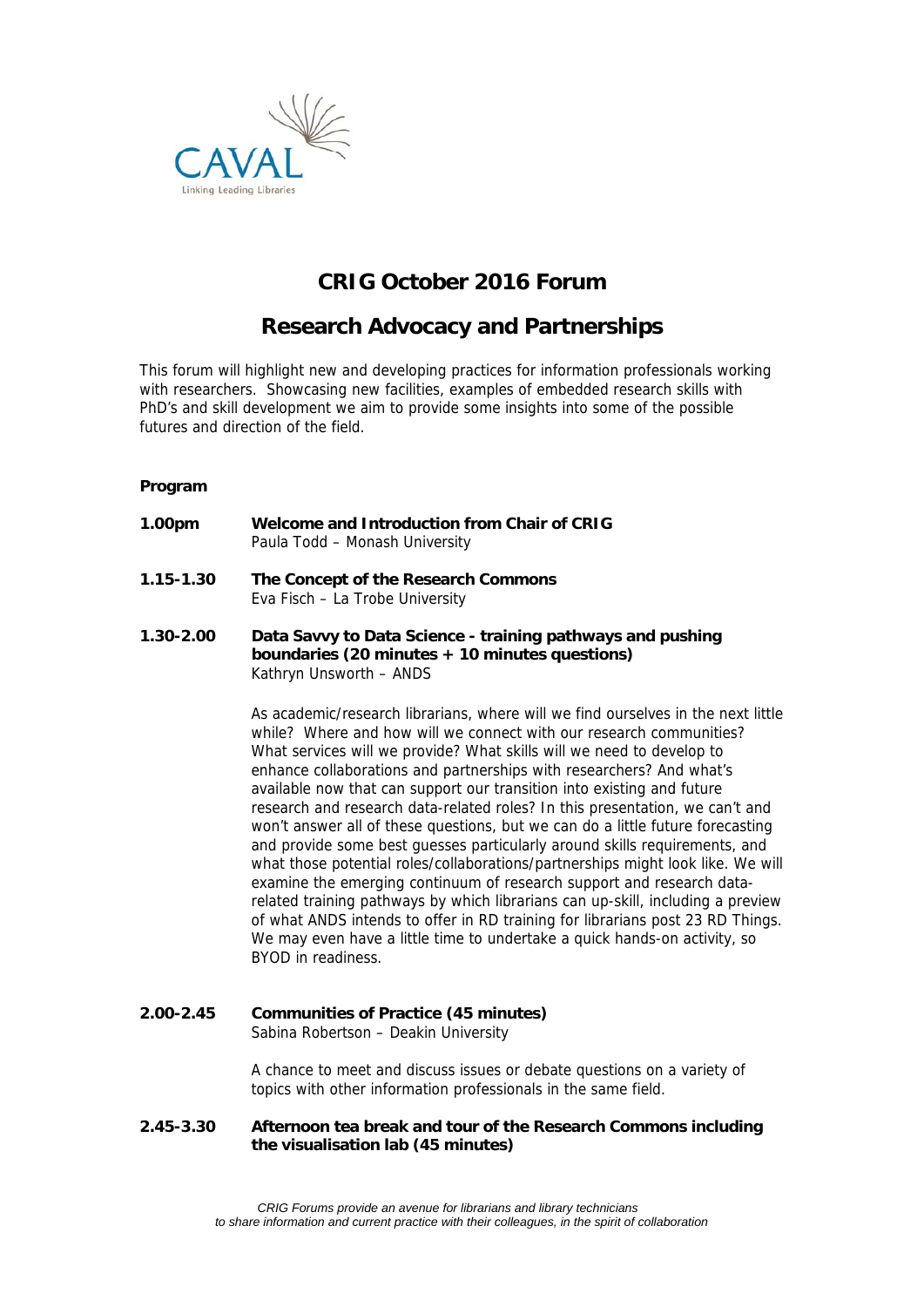# CRIG October 2016 Forum

## Research Advocacy and Partnerships

This forum will highlight new and developing practices for information professionals working with researchers. Showcasing new facilities, examples of embedded research skills with PhD's and skill development we aim to provide some insights into some of the possible futures and direction of the field.

**Program**

**1.00pm** **Welcome and Introduction from Chair of CRIG**
Paula Todd – Monash University

**1.15-1.30** **The Concept of the Research Commons**
Eva Fisch – La Trobe University

**1.30-2.00** **Data Savvy to Data Science - training pathways and pushing boundaries (20 minutes + 10 minutes questions)**
Kathryn Unsworth – ANDS

As academic/research librarians, where will we find ourselves in the next little while? Where and how will we connect with our research communities? What services will we provide? What skills will we need to develop to enhance collaborations and partnerships with researchers? And what's available now that can support our transition into existing and future research and research data-related roles? In this presentation, we can't and won't answer all of these questions, but we can do a little future forecasting and provide some best guesses particularly around skills requirements, and what those potential roles/collaborations/partnerships might look like. We will examine the emerging continuum of research support and research data-related training pathways by which librarians can up-skill, including a preview of what ANDS intends to offer in RD training for librarians post 23 RD Things. We may even have a little time to undertake a quick hands-on activity, so BYOD in readiness.

**2.00-2.45** **Communities of Practice (45 minutes)**
Sabina Robertson – Deakin University

A chance to meet and discuss issues or debate questions on a variety of topics with other information professionals in the same field.

**2.45-3.30** **Afternoon tea break and tour of the Research Commons including the visualisation lab (45 minutes)**

*CRIG Forums provide an avenue for librarians and library technicians to share information and current practice with their colleagues, in the spirit of collaboration*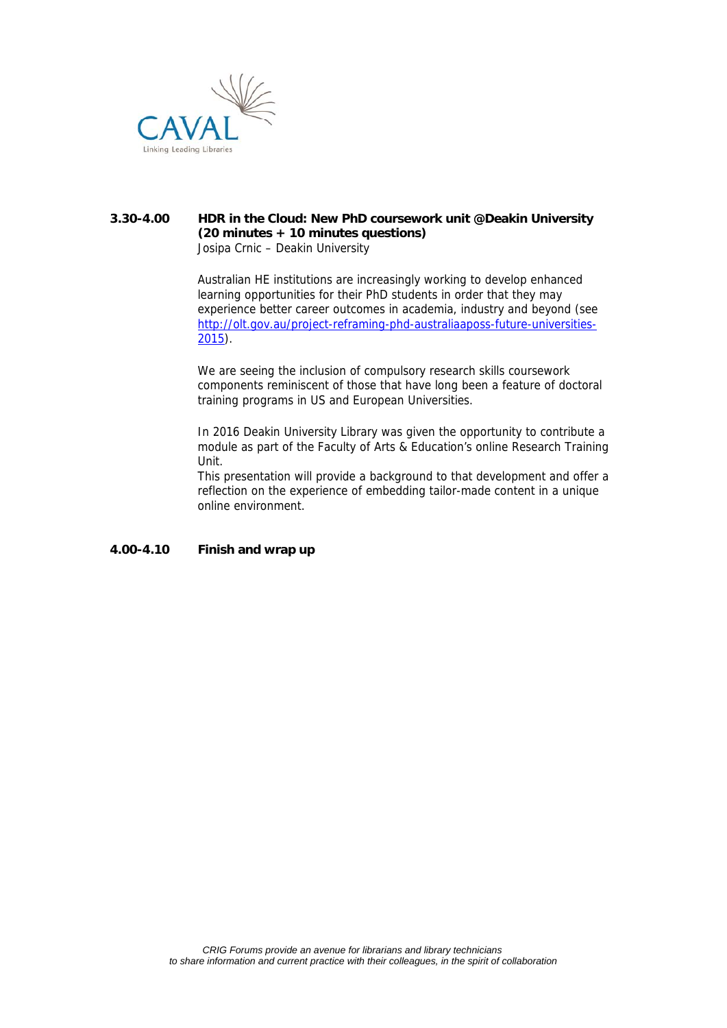**3.30-4.00** **HDR in the Cloud: New PhD coursework unit @Deakin University (20 minutes + 10 minutes questions)**
Josipa Crnic – Deakin University

Australian HE institutions are increasingly working to develop enhanced learning opportunities for their PhD students in order that they may experience better career outcomes in academia, industry and beyond (see http://olt.gov.au/project-reframing-phd-australiaaposs-future-universities-2015).

We are seeing the inclusion of compulsory research skills coursework components reminiscent of those that have long been a feature of doctoral training programs in US and European Universities.

In 2016 Deakin University Library was given the opportunity to contribute a module as part of the Faculty of Arts & Education's online Research Training Unit.
This presentation will provide a background to that development and offer a reflection on the experience of embedding tailor-made content in a unique online environment.

**4.00-4.10** **Finish and wrap up**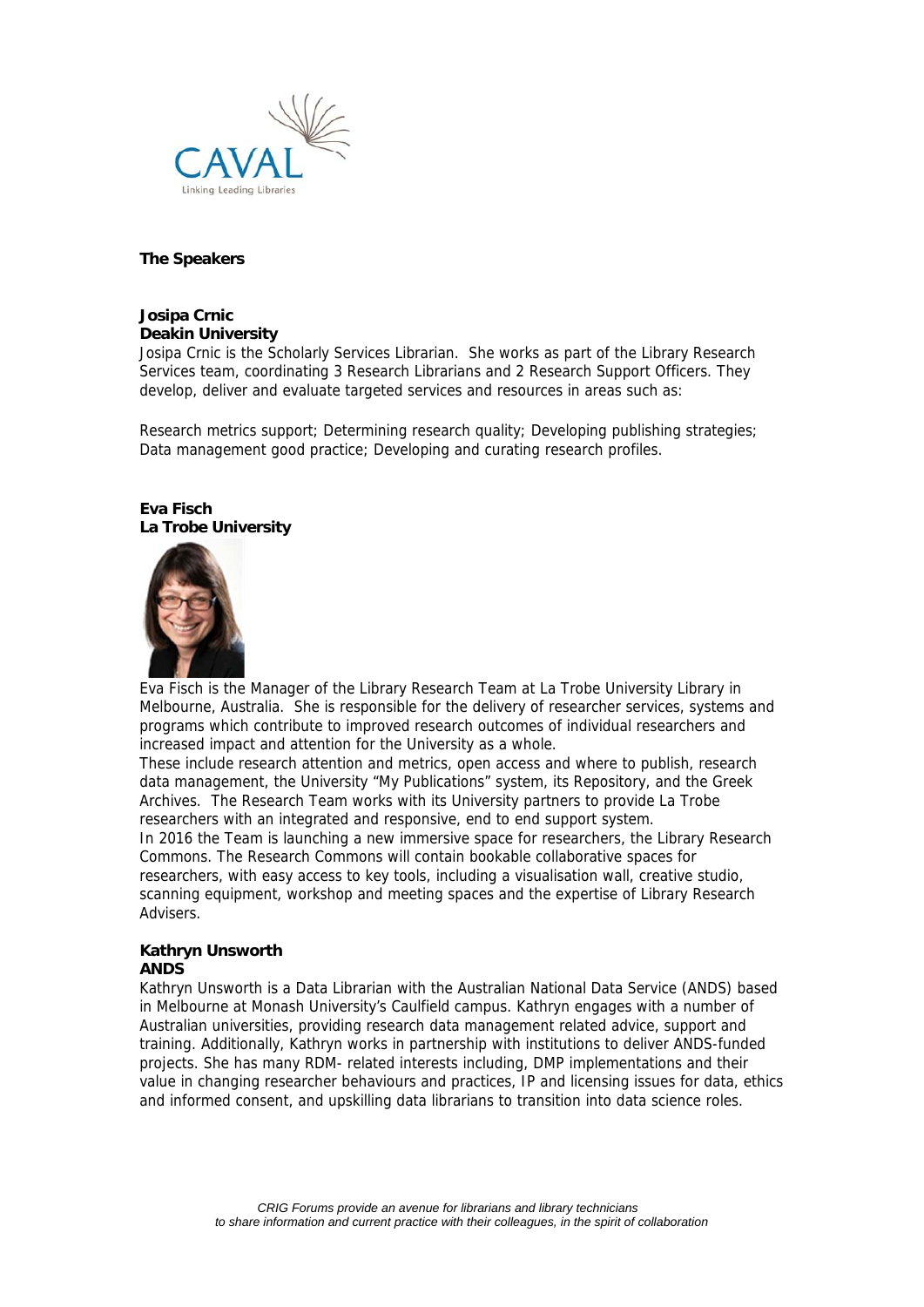## The Speakers

**Josipa Crnic**
**Deakin University**

Josipa Crnic is the Scholarly Services Librarian. She works as part of the Library Research Services team, coordinating 3 Research Librarians and 2 Research Support Officers. They develop, deliver and evaluate targeted services and resources in areas such as:

Research metrics support; Determining research quality; Developing publishing strategies; Data management good practice; Developing and curating research profiles.

**Eva Fisch**
**La Trobe University**

Eva Fisch is the Manager of the Library Research Team at La Trobe University Library in Melbourne, Australia. She is responsible for the delivery of researcher services, systems and programs which contribute to improved research outcomes of individual researchers and increased impact and attention for the University as a whole.

These include research attention and metrics, open access and where to publish, research data management, the University "My Publications" system, its Repository, and the Greek Archives. The Research Team works with its University partners to provide La Trobe researchers with an integrated and responsive, end to end support system.

In 2016 the Team is launching a new immersive space for researchers, the Library Research Commons. The Research Commons will contain bookable collaborative spaces for researchers, with easy access to key tools, including a visualisation wall, creative studio, scanning equipment, workshop and meeting spaces and the expertise of Library Research Advisers.

**Kathryn Unsworth**
**ANDS**

Kathryn Unsworth is a Data Librarian with the Australian National Data Service (ANDS) based in Melbourne at Monash University's Caulfield campus. Kathryn engages with a number of Australian universities, providing research data management related advice, support and training. Additionally, Kathryn works in partnership with institutions to deliver ANDS-funded projects. She has many RDM- related interests including, DMP implementations and their value in changing researcher behaviours and practices, IP and licensing issues for data, ethics and informed consent, and upskilling data librarians to transition into data science roles.

*CRIG Forums provide an avenue for librarians and library technicians to share information and current practice with their colleagues, in the spirit of collaboration*